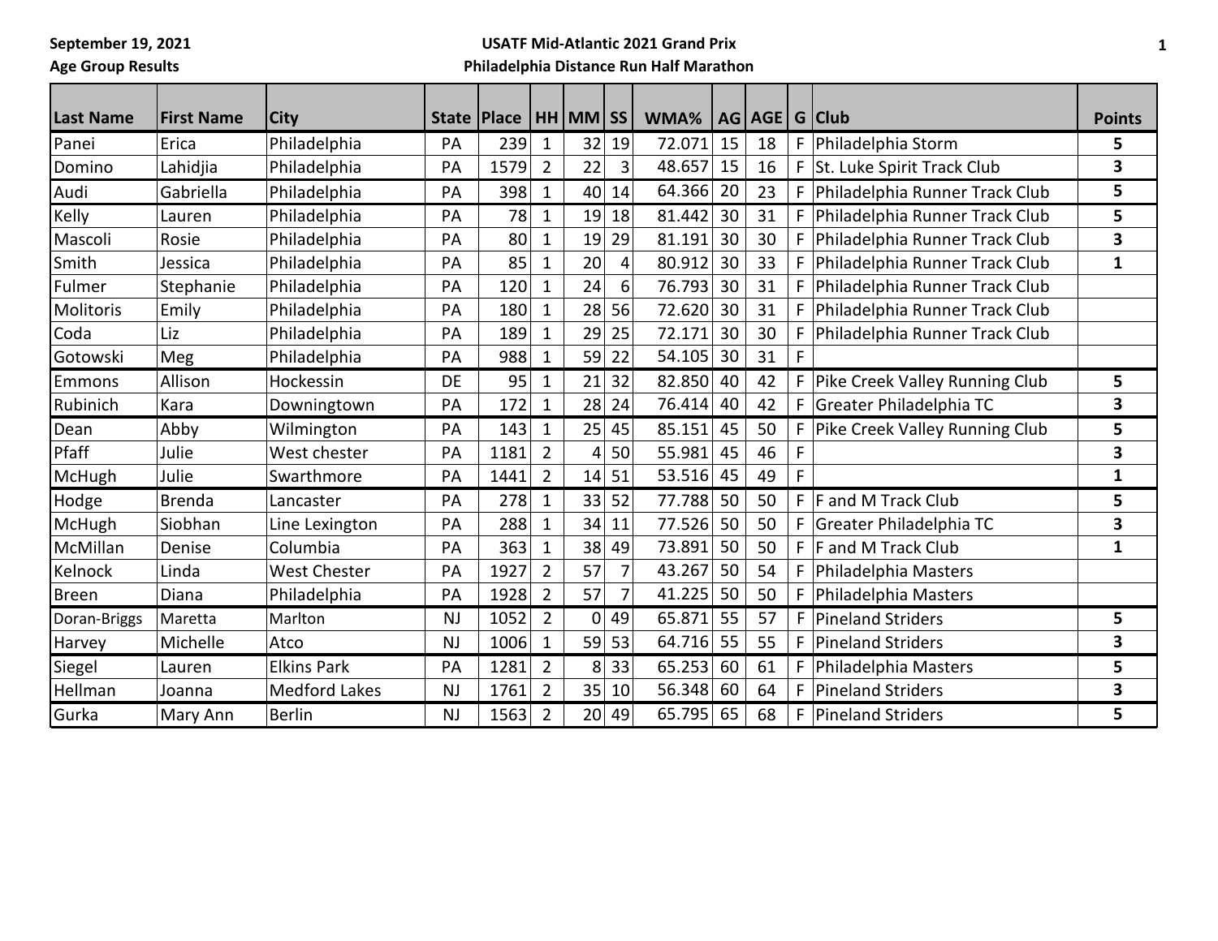September 19, 2021
Age Group Results

**USATF Mid-Atlantic 2021 Grand Prix**
**Philadelphia Distance Run Half Marathon**

| Last Name | First Name | City | State | Place | HH | MM | SS | WMA% | AG | AGE | G | Club | Points |
|---|---|---|---|---|---|---|---|---|---|---|---|---|---|
| Panei | Erica | Philadelphia | PA | 239 | 1 | 32 | 19 | 72.071 | 15 | 18 | F | Philadelphia Storm | 5 |
| Domino | Lahidjia | Philadelphia | PA | 1579 | 2 | 22 | 3 | 48.657 | 15 | 16 | F | St. Luke Spirit Track Club | 3 |
| Audi | Gabriella | Philadelphia | PA | 398 | 1 | 40 | 14 | 64.366 | 20 | 23 | F | Philadelphia Runner Track Club | 5 |
| Kelly | Lauren | Philadelphia | PA | 78 | 1 | 19 | 18 | 81.442 | 30 | 31 | F | Philadelphia Runner Track Club | 5 |
| Mascoli | Rosie | Philadelphia | PA | 80 | 1 | 19 | 29 | 81.191 | 30 | 30 | F | Philadelphia Runner Track Club | 3 |
| Smith | Jessica | Philadelphia | PA | 85 | 1 | 20 | 4 | 80.912 | 30 | 33 | F | Philadelphia Runner Track Club | 1 |
| Fulmer | Stephanie | Philadelphia | PA | 120 | 1 | 24 | 6 | 76.793 | 30 | 31 | F | Philadelphia Runner Track Club | |
| Molitoris | Emily | Philadelphia | PA | 180 | 1 | 28 | 56 | 72.620 | 30 | 31 | F | Philadelphia Runner Track Club | |
| Coda | Liz | Philadelphia | PA | 189 | 1 | 29 | 25 | 72.171 | 30 | 30 | F | Philadelphia Runner Track Club | |
| Gotowski | Meg | Philadelphia | PA | 988 | 1 | 59 | 22 | 54.105 | 30 | 31 | F | | |
| Emmons | Allison | Hockessin | DE | 95 | 1 | 21 | 32 | 82.850 | 40 | 42 | F | Pike Creek Valley Running Club | 5 |
| Rubinich | Kara | Downingtown | PA | 172 | 1 | 28 | 24 | 76.414 | 40 | 42 | F | Greater Philadelphia TC | 3 |
| Dean | Abby | Wilmington | PA | 143 | 1 | 25 | 45 | 85.151 | 45 | 50 | F | Pike Creek Valley Running Club | 5 |
| Pfaff | Julie | West chester | PA | 1181 | 2 | 4 | 50 | 55.981 | 45 | 46 | F | | 3 |
| McHugh | Julie | Swarthmore | PA | 1441 | 2 | 14 | 51 | 53.516 | 45 | 49 | F | | 1 |
| Hodge | Brenda | Lancaster | PA | 278 | 1 | 33 | 52 | 77.788 | 50 | 50 | F | F and M Track Club | 5 |
| McHugh | Siobhan | Line Lexington | PA | 288 | 1 | 34 | 11 | 77.526 | 50 | 50 | F | Greater Philadelphia TC | 3 |
| McMillan | Denise | Columbia | PA | 363 | 1 | 38 | 49 | 73.891 | 50 | 50 | F | F and M Track Club | 1 |
| Kelnock | Linda | West Chester | PA | 1927 | 2 | 57 | 7 | 43.267 | 50 | 54 | F | Philadelphia Masters | |
| Breen | Diana | Philadelphia | PA | 1928 | 2 | 57 | 7 | 41.225 | 50 | 50 | F | Philadelphia Masters | |
| Doran-Briggs | Maretta | Marlton | NJ | 1052 | 2 | 0 | 49 | 65.871 | 55 | 57 | F | Pineland Striders | 5 |
| Harvey | Michelle | Atco | NJ | 1006 | 1 | 59 | 53 | 64.716 | 55 | 55 | F | Pineland Striders | 3 |
| Siegel | Lauren | Elkins Park | PA | 1281 | 2 | 8 | 33 | 65.253 | 60 | 61 | F | Philadelphia Masters | 5 |
| Hellman | Joanna | Medford Lakes | NJ | 1761 | 2 | 35 | 10 | 56.348 | 60 | 64 | F | Pineland Striders | 3 |
| Gurka | Mary Ann | Berlin | NJ | 1563 | 2 | 20 | 49 | 65.795 | 65 | 68 | F | Pineland Striders | 5 |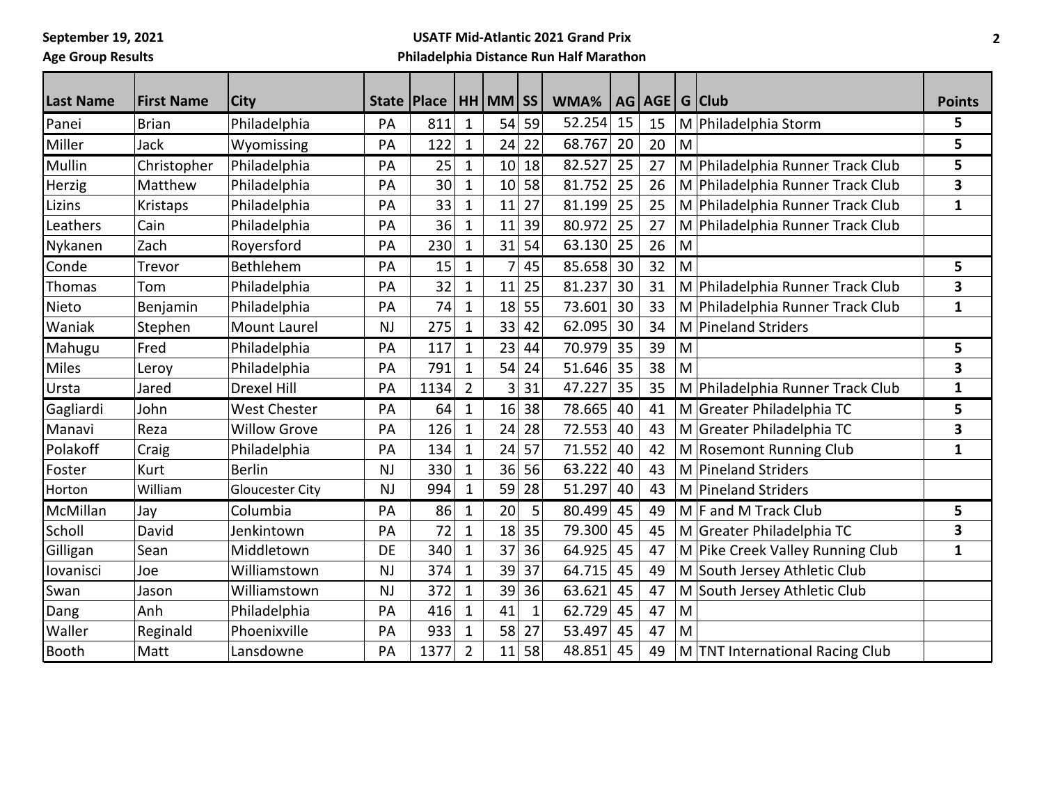**September 19, 2021**
**Age Group Results**

**USATF Mid-Atlantic 2021 Grand Prix**
**Philadelphia Distance Run Half Marathon**

| Last Name | First Name | City | State | Place | HH | MM | SS | WMA% | AG | AGE | G | Club | Points |
|---|---|---|---|---|---|---|---|---|---|---|---|---|---|
| Panei | Brian | Philadelphia | PA | 811 | 1 | 54 | 59 | 52.254 | 15 | 15 | M | Philadelphia Storm | 5 |
| Miller | Jack | Wyomissing | PA | 122 | 1 | 24 | 22 | 68.767 | 20 | 20 | M | | 5 |
| Mullin | Christopher | Philadelphia | PA | 25 | 1 | 10 | 18 | 82.527 | 25 | 27 | M | Philadelphia Runner Track Club | 5 |
| Herzig | Matthew | Philadelphia | PA | 30 | 1 | 10 | 58 | 81.752 | 25 | 26 | M | Philadelphia Runner Track Club | 3 |
| Lizins | Kristaps | Philadelphia | PA | 33 | 1 | 11 | 27 | 81.199 | 25 | 25 | M | Philadelphia Runner Track Club | 1 |
| Leathers | Cain | Philadelphia | PA | 36 | 1 | 11 | 39 | 80.972 | 25 | 27 | M | Philadelphia Runner Track Club | |
| Nykanen | Zach | Royersford | PA | 230 | 1 | 31 | 54 | 63.130 | 25 | 26 | M | | |
| Conde | Trevor | Bethlehem | PA | 15 | 1 | 7 | 45 | 85.658 | 30 | 32 | M | | 5 |
| Thomas | Tom | Philadelphia | PA | 32 | 1 | 11 | 25 | 81.237 | 30 | 31 | M | Philadelphia Runner Track Club | 3 |
| Nieto | Benjamin | Philadelphia | PA | 74 | 1 | 18 | 55 | 73.601 | 30 | 33 | M | Philadelphia Runner Track Club | 1 |
| Waniak | Stephen | Mount Laurel | NJ | 275 | 1 | 33 | 42 | 62.095 | 30 | 34 | M | Pineland Striders | |
| Mahugu | Fred | Philadelphia | PA | 117 | 1 | 23 | 44 | 70.979 | 35 | 39 | M | | 5 |
| Miles | Leroy | Philadelphia | PA | 791 | 1 | 54 | 24 | 51.646 | 35 | 38 | M | | 3 |
| Ursta | Jared | Drexel Hill | PA | 1134 | 2 | 3 | 31 | 47.227 | 35 | 35 | M | Philadelphia Runner Track Club | 1 |
| Gagliardi | John | West Chester | PA | 64 | 1 | 16 | 38 | 78.665 | 40 | 41 | M | Greater Philadelphia TC | 5 |
| Manavi | Reza | Willow Grove | PA | 126 | 1 | 24 | 28 | 72.553 | 40 | 43 | M | Greater Philadelphia TC | 3 |
| Polakoff | Craig | Philadelphia | PA | 134 | 1 | 24 | 57 | 71.552 | 40 | 42 | M | Rosemont Running Club | 1 |
| Foster | Kurt | Berlin | NJ | 330 | 1 | 36 | 56 | 63.222 | 40 | 43 | M | Pineland Striders | |
| Horton | William | Gloucester City | NJ | 994 | 1 | 59 | 28 | 51.297 | 40 | 43 | M | Pineland Striders | |
| McMillan | Jay | Columbia | PA | 86 | 1 | 20 | 5 | 80.499 | 45 | 49 | M | F and M Track Club | 5 |
| Scholl | David | Jenkintown | PA | 72 | 1 | 18 | 35 | 79.300 | 45 | 45 | M | Greater Philadelphia TC | 3 |
| Gilligan | Sean | Middletown | DE | 340 | 1 | 37 | 36 | 64.925 | 45 | 47 | M | Pike Creek Valley Running Club | 1 |
| Iovanisci | Joe | Williamstown | NJ | 374 | 1 | 39 | 37 | 64.715 | 45 | 49 | M | South Jersey Athletic Club | |
| Swan | Jason | Williamstown | NJ | 372 | 1 | 39 | 36 | 63.621 | 45 | 47 | M | South Jersey Athletic Club | |
| Dang | Anh | Philadelphia | PA | 416 | 1 | 41 | 1 | 62.729 | 45 | 47 | M | | |
| Waller | Reginald | Phoenixville | PA | 933 | 1 | 58 | 27 | 53.497 | 45 | 47 | M | | |
| Booth | Matt | Lansdowne | PA | 1377 | 2 | 11 | 58 | 48.851 | 45 | 49 | M | TNT International Racing Club | |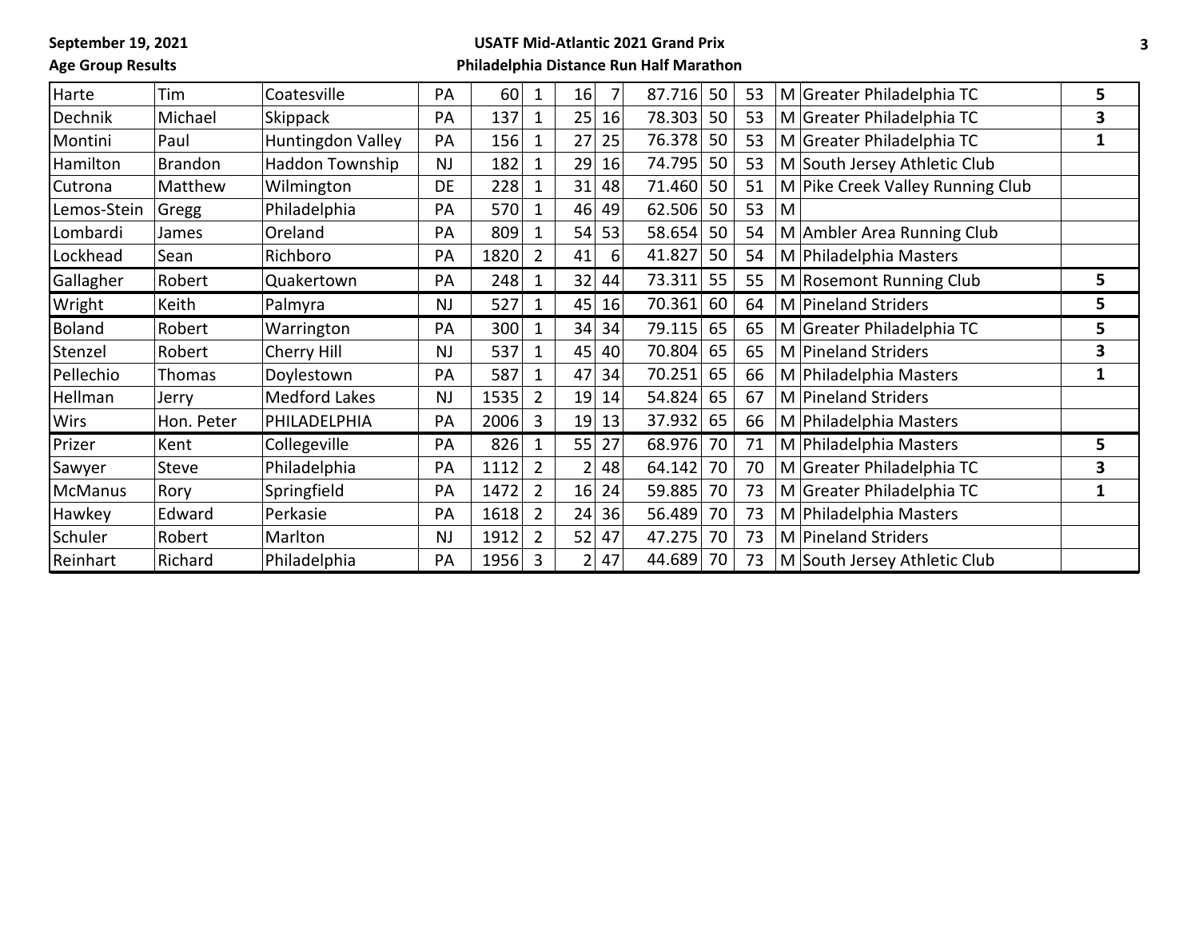September 19, 2021

Age Group Results

**USATF Mid-Atlantic 2021 Grand Prix**

**Philadelphia Distance Run Half Marathon**

| | | | | | | | | | | | | | |
|---|---|---|---|---|---|---|---|---|---|---|---|---|---|
| Harte | Tim | Coatesville | PA | 60 | 1 | 16 | 7 | 87.716 | 50 | 53 | M | Greater Philadelphia TC | 5 |
| Dechnik | Michael | Skippack | PA | 137 | 1 | 25 | 16 | 78.303 | 50 | 53 | M | Greater Philadelphia TC | 3 |
| Montini | Paul | Huntingdon Valley | PA | 156 | 1 | 27 | 25 | 76.378 | 50 | 53 | M | Greater Philadelphia TC | 1 |
| Hamilton | Brandon | Haddon Township | NJ | 182 | 1 | 29 | 16 | 74.795 | 50 | 53 | M | South Jersey Athletic Club | |
| Cutrona | Matthew | Wilmington | DE | 228 | 1 | 31 | 48 | 71.460 | 50 | 51 | M | Pike Creek Valley Running Club | |
| Lemos-Stein | Gregg | Philadelphia | PA | 570 | 1 | 46 | 49 | 62.506 | 50 | 53 | M | | |
| Lombardi | James | Oreland | PA | 809 | 1 | 54 | 53 | 58.654 | 50 | 54 | M | Ambler Area Running Club | |
| Lockhead | Sean | Richboro | PA | 1820 | 2 | 41 | 6 | 41.827 | 50 | 54 | M | Philadelphia Masters | |
| Gallagher | Robert | Quakertown | PA | 248 | 1 | 32 | 44 | 73.311 | 55 | 55 | M | Rosemont Running Club | 5 |
| Wright | Keith | Palmyra | NJ | 527 | 1 | 45 | 16 | 70.361 | 60 | 64 | M | Pineland Striders | 5 |
| Boland | Robert | Warrington | PA | 300 | 1 | 34 | 34 | 79.115 | 65 | 65 | M | Greater Philadelphia TC | 5 |
| Stenzel | Robert | Cherry Hill | NJ | 537 | 1 | 45 | 40 | 70.804 | 65 | 65 | M | Pineland Striders | 3 |
| Pellechio | Thomas | Doylestown | PA | 587 | 1 | 47 | 34 | 70.251 | 65 | 66 | M | Philadelphia Masters | 1 |
| Hellman | Jerry | Medford Lakes | NJ | 1535 | 2 | 19 | 14 | 54.824 | 65 | 67 | M | Pineland Striders | |
| Wirs | Hon. Peter | PHILADELPHIA | PA | 2006 | 3 | 19 | 13 | 37.932 | 65 | 66 | M | Philadelphia Masters | |
| Prizer | Kent | Collegeville | PA | 826 | 1 | 55 | 27 | 68.976 | 70 | 71 | M | Philadelphia Masters | 5 |
| Sawyer | Steve | Philadelphia | PA | 1112 | 2 | 2 | 48 | 64.142 | 70 | 70 | M | Greater Philadelphia TC | 3 |
| McManus | Rory | Springfield | PA | 1472 | 2 | 16 | 24 | 59.885 | 70 | 73 | M | Greater Philadelphia TC | 1 |
| Hawkey | Edward | Perkasie | PA | 1618 | 2 | 24 | 36 | 56.489 | 70 | 73 | M | Philadelphia Masters | |
| Schuler | Robert | Marlton | NJ | 1912 | 2 | 52 | 47 | 47.275 | 70 | 73 | M | Pineland Striders | |
| Reinhart | Richard | Philadelphia | PA | 1956 | 3 | 2 | 47 | 44.689 | 70 | 73 | M | South Jersey Athletic Club | |